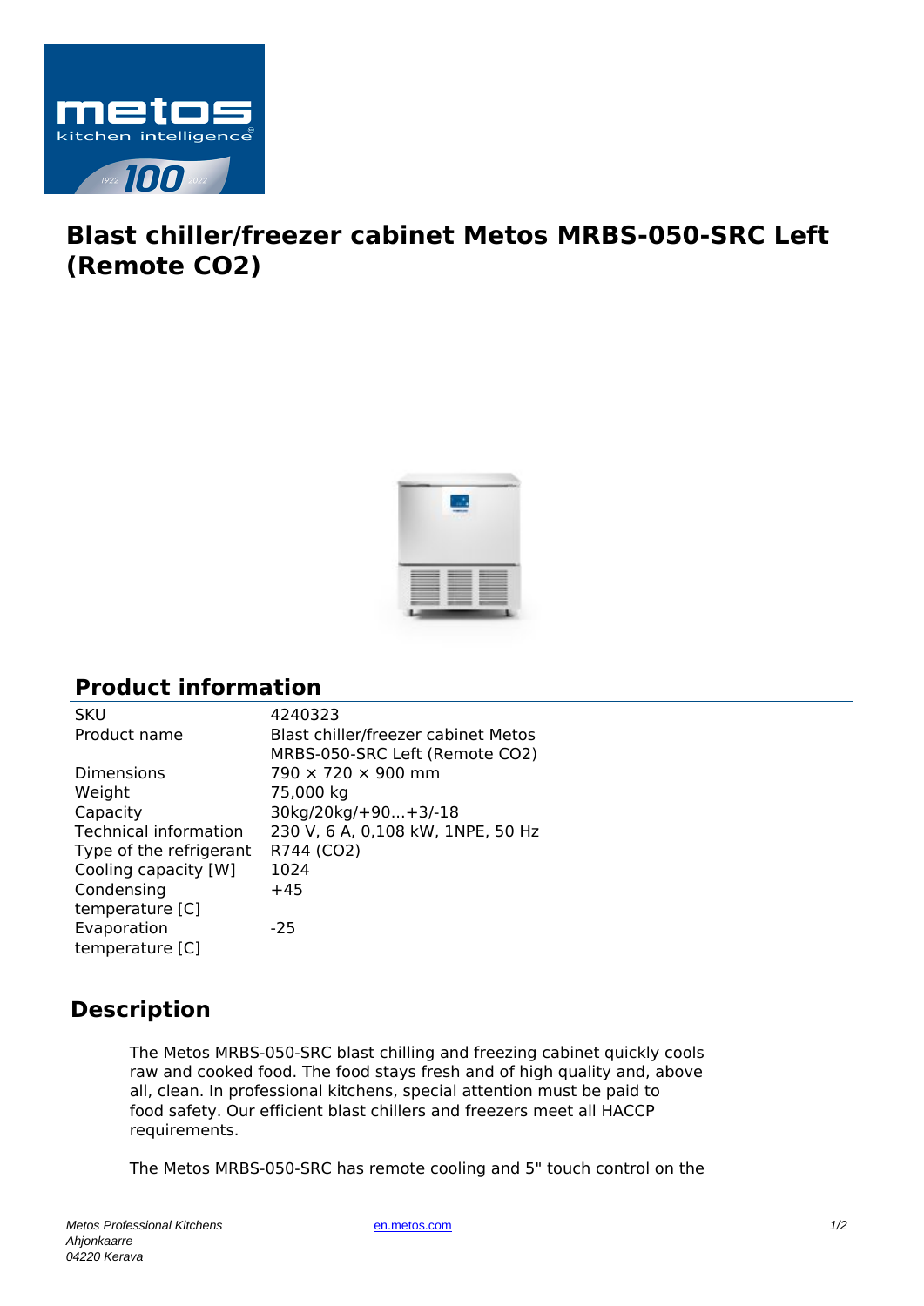# Blast chiller/freezer cabinet Metos MRBS-050-SRC Left (Remote CO2)

## Product information

| | |
|---|---|
| SKU | 4240323 |
| Product name | Blast chiller/freezer cabinet Metos MRBS-050-SRC Left (Remote CO2) |
| Dimensions | 790 × 720 × 900 mm |
| Weight | 75,000 kg |
| Capacity | 30kg/20kg/+90...+3/-18 |
| Technical information | 230 V, 6 A, 0,108 kW, 1NPE, 50 Hz |
| Type of the refrigerant | R744 (CO2) |
| Cooling capacity [W] | 1024 |
| Condensing temperature [C] | +45 |
| Evaporation temperature [C] | -25 |

## Description

The Metos MRBS-050-SRC blast chilling and freezing cabinet quickly cools raw and cooked food. The food stays fresh and of high quality and, above all, clean. In professional kitchens, special attention must be paid to food safety. Our efficient blast chillers and freezers meet all HACCP requirements.

The Metos MRBS-050-SRC has remote cooling and 5" touch control on the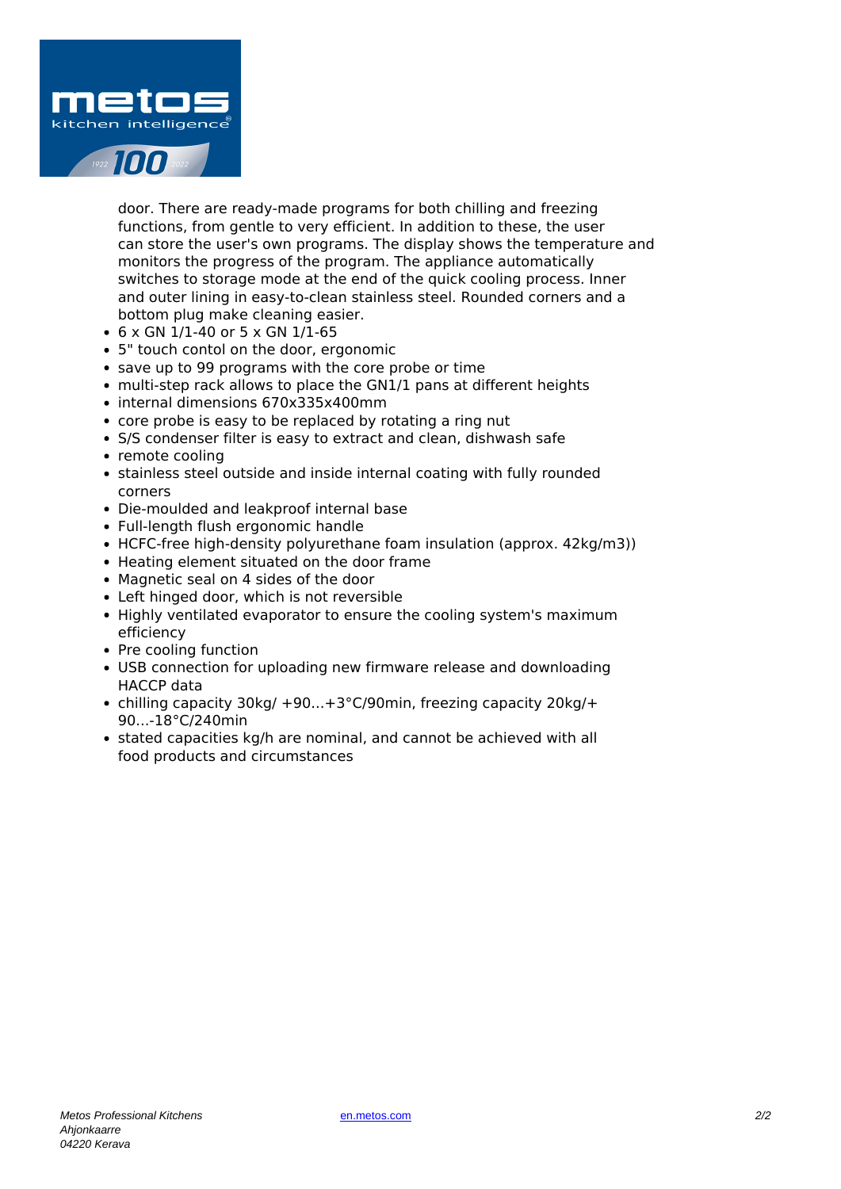door. There are ready-made programs for both chilling and freezing functions, from gentle to very efficient. In addition to these, the user can store the user's own programs. The display shows the temperature and monitors the progress of the program. The appliance automatically switches to storage mode at the end of the quick cooling process. Inner and outer lining in easy-to-clean stainless steel. Rounded corners and a bottom plug make cleaning easier.

- 6 x GN 1/1-40 or 5 x GN 1/1-65
- 5" touch contol on the door, ergonomic
- save up to 99 programs with the core probe or time
- multi-step rack allows to place the GN1/1 pans at different heights
- internal dimensions 670x335x400mm
- core probe is easy to be replaced by rotating a ring nut
- S/S condenser filter is easy to extract and clean, dishwash safe
- remote cooling
- stainless steel outside and inside internal coating with fully rounded corners
- Die-moulded and leakproof internal base
- Full-length flush ergonomic handle
- HCFC-free high-density polyurethane foam insulation (approx. 42kg/m3))
- Heating element situated on the door frame
- Magnetic seal on 4 sides of the door
- Left hinged door, which is not reversible
- Highly ventilated evaporator to ensure the cooling system's maximum efficiency
- Pre cooling function
- USB connection for uploading new firmware release and downloading HACCP data
- chilling capacity 30kg/ +90...+3°C/90min, freezing capacity 20kg/+ 90...-18°C/240min
- stated capacities kg/h are nominal, and cannot be achieved with all food products and circumstances